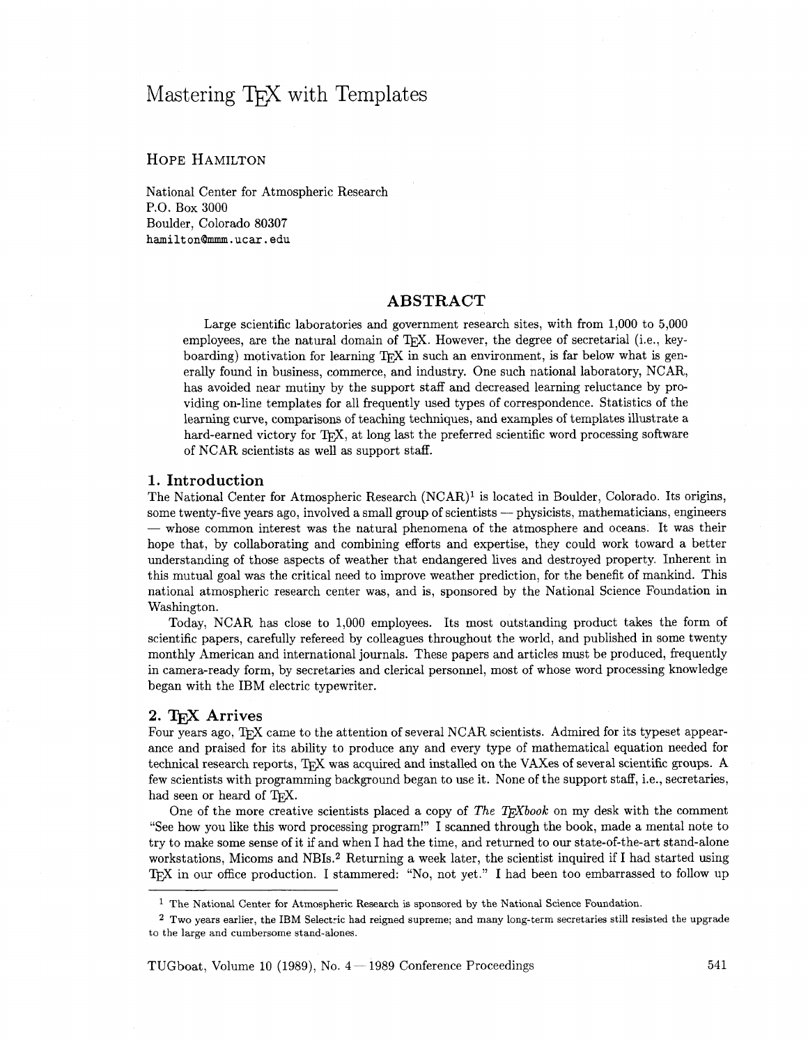# Mastering TEX with Templates

HOPE HAMILTON

National Center for Atmospheric Research
P.O. Box 3000
Boulder, Colorado 80307
hamilton@mmm.ucar.edu

## ABSTRACT

Large scientific laboratories and government research sites, with from 1,000 to 5,000 employees, are the natural domain of TEX. However, the degree of secretarial (i.e., keyboarding) motivation for learning TEX in such an environment, is far below what is generally found in business, commerce, and industry. One such national laboratory, NCAR, has avoided near mutiny by the support staff and decreased learning reluctance by providing on-line templates for all frequently used types of correspondence. Statistics of the learning curve, comparisons of teaching techniques, and examples of templates illustrate a hard-earned victory for TEX, at long last the preferred scientific word processing software of NCAR scientists as well as support staff.

## 1. Introduction

The National Center for Atmospheric Research (NCAR)[1] is located in Boulder, Colorado. Its origins, some twenty-five years ago, involved a small group of scientists — physicists, mathematicians, engineers — whose common interest was the natural phenomena of the atmosphere and oceans. It was their hope that, by collaborating and combining efforts and expertise, they could work toward a better understanding of those aspects of weather that endangered lives and destroyed property. Inherent in this mutual goal was the critical need to improve weather prediction, for the benefit of mankind. This national atmospheric research center was, and is, sponsored by the National Science Foundation in Washington.

Today, NCAR has close to 1,000 employees. Its most outstanding product takes the form of scientific papers, carefully refereed by colleagues throughout the world, and published in some twenty monthly American and international journals. These papers and articles must be produced, frequently in camera-ready form, by secretaries and clerical personnel, most of whose word processing knowledge began with the IBM electric typewriter.

## 2. TEX Arrives

Four years ago, TEX came to the attention of several NCAR scientists. Admired for its typeset appearance and praised for its ability to produce any and every type of mathematical equation needed for technical research reports, TEX was acquired and installed on the VAXes of several scientific groups. A few scientists with programming background began to use it. None of the support staff, i.e., secretaries, had seen or heard of TEX.

One of the more creative scientists placed a copy of *The TEXbook* on my desk with the comment "See how you like this word processing program!" I scanned through the book, made a mental note to try to make some sense of it if and when I had the time, and returned to our state-of-the-art stand-alone workstations, Micoms and NBIs.[2] Returning a week later, the scientist inquired if I had started using TEX in our office production. I stammered: "No, not yet." I had been too embarrassed to follow up

[1] The National Center for Atmospheric Research is sponsored by the National Science Foundation.

[2] Two years earlier, the IBM Selectric had reigned supreme; and many long-term secretaries still resisted the upgrade to the large and cumbersome stand-alones.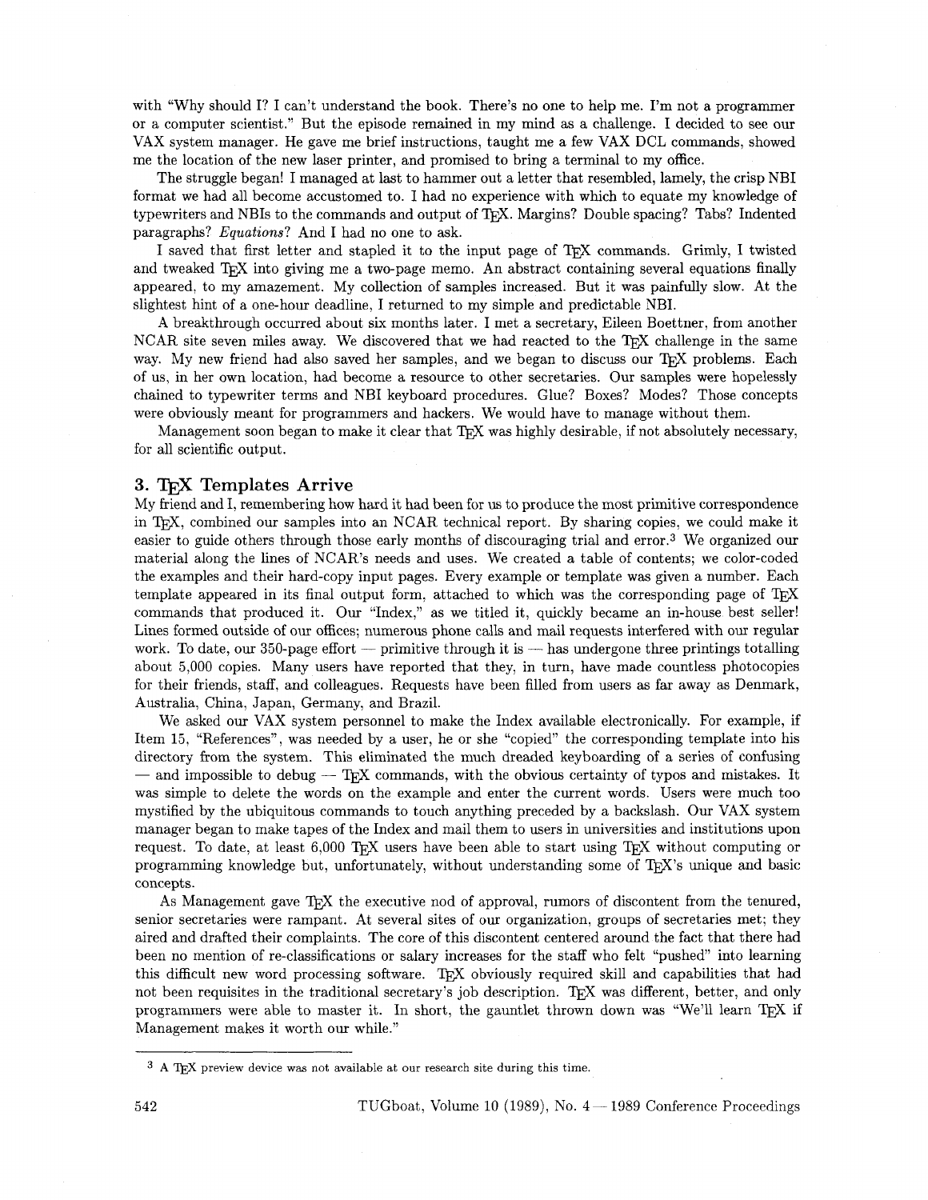with "Why should I? I can't understand the book. There's no one to help me. I'm not a programmer or a computer scientist." But the episode remained in my mind as a challenge. I decided to see our VAX system manager. He gave me brief instructions, taught me a few VAX DCL commands, showed me the location of the new laser printer, and promised to bring a terminal to my office.

The struggle began! I managed at last to hammer out a letter that resembled, lamely, the crisp NBI format we had all become accustomed to. I had no experience with which to equate my knowledge of typewriters and NBIs to the commands and output of TeX. Margins? Double spacing? Tabs? Indented paragraphs? *Equations*? And I had no one to ask.

I saved that first letter and stapled it to the input page of TeX commands. Grimly, I twisted and tweaked TeX into giving me a two-page memo. An abstract containing several equations finally appeared, to my amazement. My collection of samples increased. But it was painfully slow. At the slightest hint of a one-hour deadline, I returned to my simple and predictable NBI.

A breakthrough occurred about six months later. I met a secretary, Eileen Boettner, from another NCAR site seven miles away. We discovered that we had reacted to the TeX challenge in the same way. My new friend had also saved her samples, and we began to discuss our TeX problems. Each of us, in her own location, had become a resource to other secretaries. Our samples were hopelessly chained to typewriter terms and NBI keyboard procedures. Glue? Boxes? Modes? Those concepts were obviously meant for programmers and hackers. We would have to manage without them.

Management soon began to make it clear that TeX was highly desirable, if not absolutely necessary, for all scientific output.

## 3. TeX Templates Arrive

My friend and I, remembering how hard it had been for us to produce the most primitive correspondence in TeX, combined our samples into an NCAR technical report. By sharing copies, we could make it easier to guide others through those early months of discouraging trial and error.[3] We organized our material along the lines of NCAR's needs and uses. We created a table of contents; we color-coded the examples and their hard-copy input pages. Every example or template was given a number. Each template appeared in its final output form, attached to which was the corresponding page of TeX commands that produced it. Our "Index," as we titled it, quickly became an in-house best seller! Lines formed outside of our offices; numerous phone calls and mail requests interfered with our regular work. To date, our 350-page effort — primitive through it is — has undergone three printings totalling about 5,000 copies. Many users have reported that they, in turn, have made countless photocopies for their friends, staff, and colleagues. Requests have been filled from users as far away as Denmark, Australia, China, Japan, Germany, and Brazil.

We asked our VAX system personnel to make the Index available electronically. For example, if Item 15, "References", was needed by a user, he or she "copied" the corresponding template into his directory from the system. This eliminated the much dreaded keyboarding of a series of confusing — and impossible to debug — TeX commands, with the obvious certainty of typos and mistakes. It was simple to delete the words on the example and enter the current words. Users were much too mystified by the ubiquitous commands to touch anything preceded by a backslash. Our VAX system manager began to make tapes of the Index and mail them to users in universities and institutions upon request. To date, at least 6,000 TeX users have been able to start using TeX without computing or programming knowledge but, unfortunately, without understanding some of TeX's unique and basic concepts.

As Management gave TeX the executive nod of approval, rumors of discontent from the tenured, senior secretaries were rampant. At several sites of our organization, groups of secretaries met; they aired and drafted their complaints. The core of this discontent centered around the fact that there had been no mention of re-classifications or salary increases for the staff who felt "pushed" into learning this difficult new word processing software. TeX obviously required skill and capabilities that had not been requisites in the traditional secretary's job description. TeX was different, better, and only programmers were able to master it. In short, the gauntlet thrown down was "We'll learn TeX if Management makes it worth our while."

---

[3] A TeX preview device was not available at our research site during this time.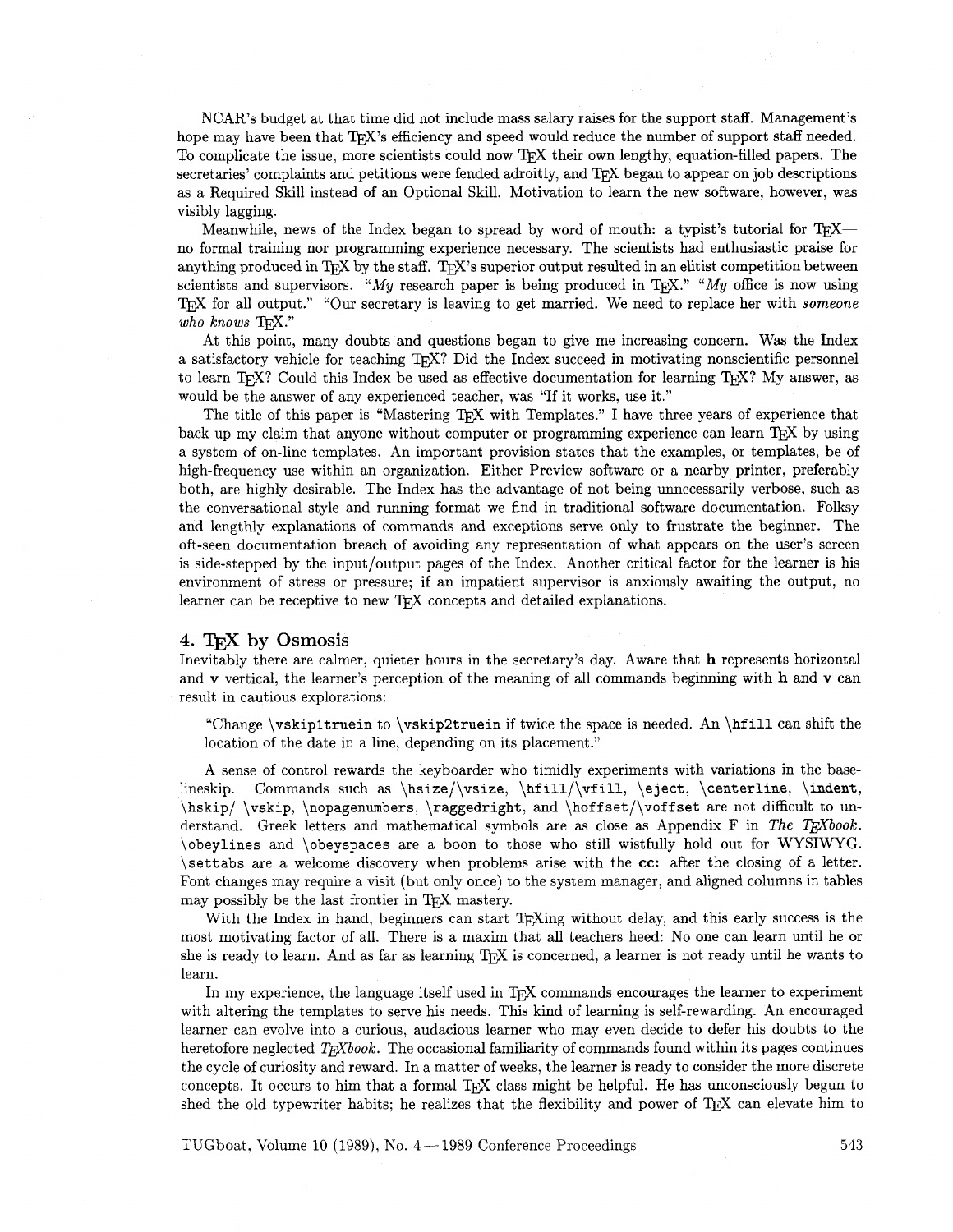NCAR's budget at that time did not include mass salary raises for the support staff. Management's hope may have been that TeX's efficiency and speed would reduce the number of support staff needed. To complicate the issue, more scientists could now TeX their own lengthy, equation-filled papers. The secretaries' complaints and petitions were fended adroitly, and TeX began to appear on job descriptions as a Required Skill instead of an Optional Skill. Motivation to learn the new software, however, was visibly lagging.

Meanwhile, news of the Index began to spread by word of mouth: a typist's tutorial for TeX—no formal training nor programming experience necessary. The scientists had enthusiastic praise for anything produced in TeX by the staff. TeX's superior output resulted in an elitist competition between scientists and supervisors. "*My* research paper is being produced in TeX." "*My* office is now using TeX for all output." "Our secretary is leaving to get married. We need to replace her with *someone who knows* TeX."

At this point, many doubts and questions began to give me increasing concern. Was the Index a satisfactory vehicle for teaching TeX? Did the Index succeed in motivating nonscientific personnel to learn TeX? Could this Index be used as effective documentation for learning TeX? My answer, as would be the answer of any experienced teacher, was "If it works, use it."

The title of this paper is "Mastering TeX with Templates." I have three years of experience that back up my claim that anyone without computer or programming experience can learn TeX by using a system of on-line templates. An important provision states that the examples, or templates, be of high-frequency use within an organization. Either Preview software or a nearby printer, preferably both, are highly desirable. The Index has the advantage of not being unnecessarily verbose, such as the conversational style and running format we find in traditional software documentation. Folksy and lengthly explanations of commands and exceptions serve only to frustrate the beginner. The oft-seen documentation breach of avoiding any representation of what appears on the user's screen is side-stepped by the input/output pages of the Index. Another critical factor for the learner is his environment of stress or pressure; if an impatient supervisor is anxiously awaiting the output, no learner can be receptive to new TeX concepts and detailed explanations.

## 4. TeX by Osmosis

Inevitably there are calmer, quieter hours in the secretary's day. Aware that **h** represents horizontal and **v** vertical, the learner's perception of the meaning of all commands beginning with **h** and **v** can result in cautious explorations:

> "Change `\vskip1truein` to `\vskip2truein` if twice the space is needed. An `\hfill` can shift the location of the date in a line, depending on its placement."

A sense of control rewards the keyboarder who timidly experiments with variations in the baselineskip. Commands such as `\hsize/\vsize`, `\hfill/\vfill`, `\eject`, `\centerline`, `\indent`, `\hskip/ \vskip`, `\nopagenumbers`, `\raggedright`, and `\hoffset/\voffset` are not difficult to understand. Greek letters and mathematical symbols are as close as Appendix F in *The TeXbook*. `\obeylines` and `\obeyspaces` are a boon to those who still wistfully hold out for WYSIWYG. `\settabs` are a welcome discovery when problems arise with the **cc:** after the closing of a letter. Font changes may require a visit (but only once) to the system manager, and aligned columns in tables may possibly be the last frontier in TeX mastery.

With the Index in hand, beginners can start TeXing without delay, and this early success is the most motivating factor of all. There is a maxim that all teachers heed: No one can learn until he or she is ready to learn. And as far as learning TeX is concerned, a learner is not ready until he wants to learn.

In my experience, the language itself used in TeX commands encourages the learner to experiment with altering the templates to serve his needs. This kind of learning is self-rewarding. An encouraged learner can evolve into a curious, audacious learner who may even decide to defer his doubts to the heretofore neglected *TeXbook*. The occasional familiarity of commands found within its pages continues the cycle of curiosity and reward. In a matter of weeks, the learner is ready to consider the more discrete concepts. It occurs to him that a formal TeX class might be helpful. He has unconsciously begun to shed the old typewriter habits; he realizes that the flexibility and power of TeX can elevate him to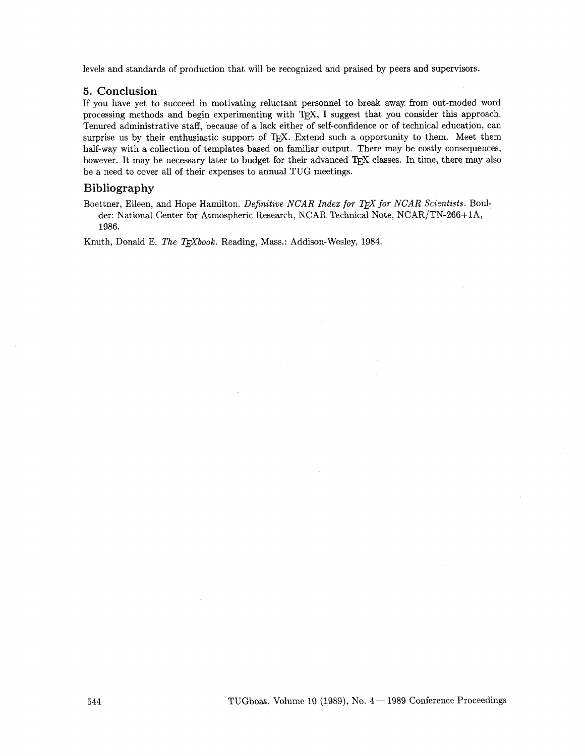levels and standards of production that will be recognized and praised by peers and supervisors.

## 5. Conclusion

If you have yet to succeed in motivating reluctant personnel to break away from out-moded word processing methods and begin experimenting with TEX, I suggest that you consider this approach. Tenured administrative staff, because of a lack either of self-confidence or of technical education, can surprise us by their enthusiastic support of TEX. Extend such a opportunity to them. Meet them half-way with a collection of templates based on familiar output. There may be costly consequences, however. It may be necessary later to budget for their advanced TEX classes. In time, there may also be a need to cover all of their expenses to annual TUG meetings.

## Bibliography

Boettner, Eileen, and Hope Hamilton. *Definitive NCAR Index for TEX for NCAR Scientists*. Boulder: National Center for Atmospheric Research, NCAR Technical Note, NCAR/TN-266+1A, 1986.

Knuth, Donald E. *The TEXbook*. Reading, Mass.: Addison-Wesley, 1984.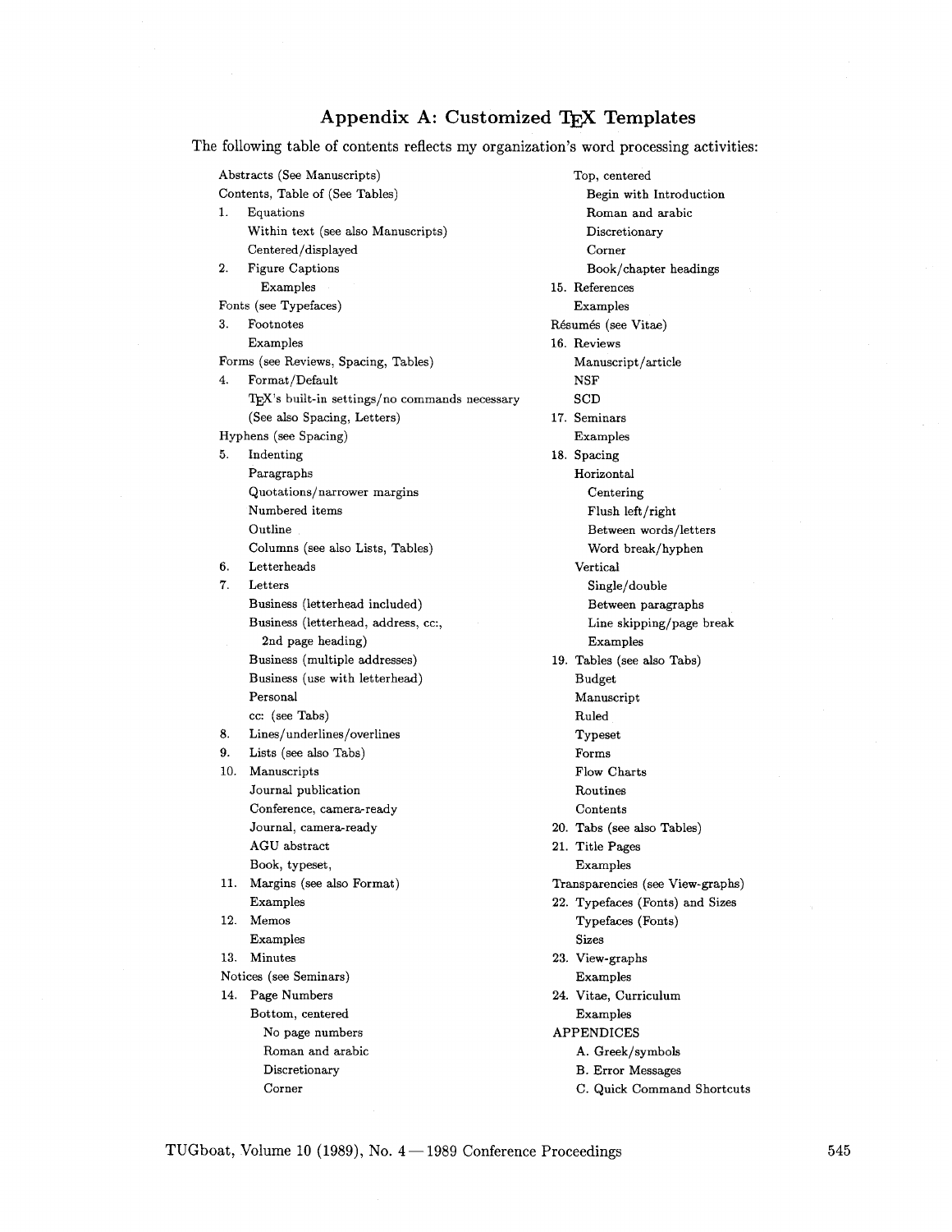## Appendix A: Customized TEX Templates

The following table of contents reflects my organization's word processing activities:

Abstracts (See Manuscripts)
Contents, Table of (See Tables)

1. Equations
   - Within text (see also Manuscripts)
   - Centered/displayed
2. Figure Captions
   - Examples

Fonts (see Typefaces)

3. Footnotes
   - Examples

Forms (see Reviews, Spacing, Tables)

4. Format/Default
   - TEX's built-in settings/no commands necessary (See also Spacing, Letters)

Hyphens (see Spacing)

5. Indenting
   - Paragraphs
   - Quotations/narrower margins
   - Numbered items
   - Outline
   - Columns (see also Lists, Tables)
6. Letterheads
7. Letters
   - Business (letterhead included)
   - Business (letterhead, address, cc:, 2nd page heading)
   - Business (multiple addresses)
   - Business (use with letterhead)
   - Personal
   - cc: (see Tabs)
8. Lines/underlines/overlines
9. Lists (see also Tabs)
10. Manuscripts
    - Journal publication
    - Conference, camera-ready
    - Journal, camera-ready
    - AGU abstract
    - Book, typeset,
11. Margins (see also Format)
    - Examples
12. Memos
    - Examples
13. Minutes

Notices (see Seminars)

14. Page Numbers
    - Bottom, centered
      - No page numbers
      - Roman and arabic
      - Discretionary
      - Corner
    - Top, centered
      - Begin with Introduction
      - Roman and arabic
      - Discretionary
      - Corner
      - Book/chapter headings
15. References
    - Examples

Résumés (see Vitae)

16. Reviews
    - Manuscript/article
    - NSF
    - SCD
17. Seminars
    - Examples
18. Spacing
    - Horizontal
      - Centering
      - Flush left/right
      - Between words/letters
      - Word break/hyphen
    - Vertical
      - Single/double
      - Between paragraphs
      - Line skipping/page break
      - Examples
19. Tables (see also Tabs)
    - Budget
    - Manuscript
    - Ruled
    - Typeset
    - Forms
    - Flow Charts
    - Routines
    - Contents
20. Tabs (see also Tables)
21. Title Pages
    - Examples

Transparencies (see View-graphs)

22. Typefaces (Fonts) and Sizes
    - Typefaces (Fonts)
    - Sizes
23. View-graphs
    - Examples
24. Vitae, Curriculum
    - Examples

APPENDICES

- A. Greek/symbols
- B. Error Messages
- C. Quick Command Shortcuts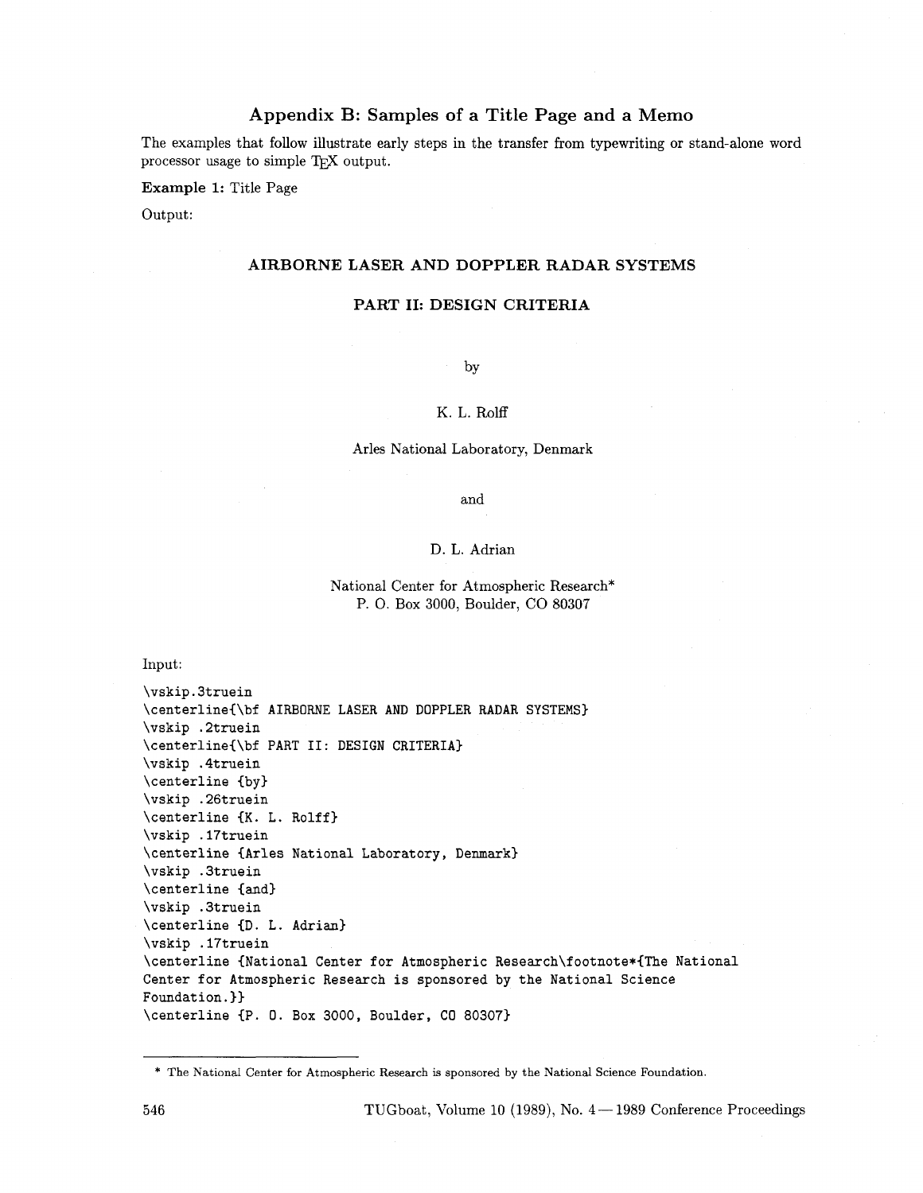## Appendix B: Samples of a Title Page and a Memo

The examples that follow illustrate early steps in the transfer from typewriting or stand-alone word processor usage to simple TeX output.

**Example 1:** Title Page

Output:

**AIRBORNE LASER AND DOPPLER RADAR SYSTEMS**

**PART II: DESIGN CRITERIA**

by

K. L. Rolff

Arles National Laboratory, Denmark

and

D. L. Adrian

National Center for Atmospheric Research*
P. O. Box 3000, Boulder, CO 80307

Input:

```
\vskip.3truein
\centerline{\bf AIRBORNE LASER AND DOPPLER RADAR SYSTEMS}
\vskip .2truein
\centerline{\bf PART II: DESIGN CRITERIA}
\vskip .4truein
\centerline {by}
\vskip .26truein
\centerline {K. L. Rolff}
\vskip .17truein
\centerline {Arles National Laboratory, Denmark}
\vskip .3truein
\centerline {and}
\vskip .3truein
\centerline {D. L. Adrian}
\vskip .17truein
\centerline {National Center for Atmospheric Research\footnote*{The National
Center for Atmospheric Research is sponsored by the National Science
Foundation.}}
\centerline {P. O. Box 3000, Boulder, CO 80307}
```

* The National Center for Atmospheric Research is sponsored by the National Science Foundation.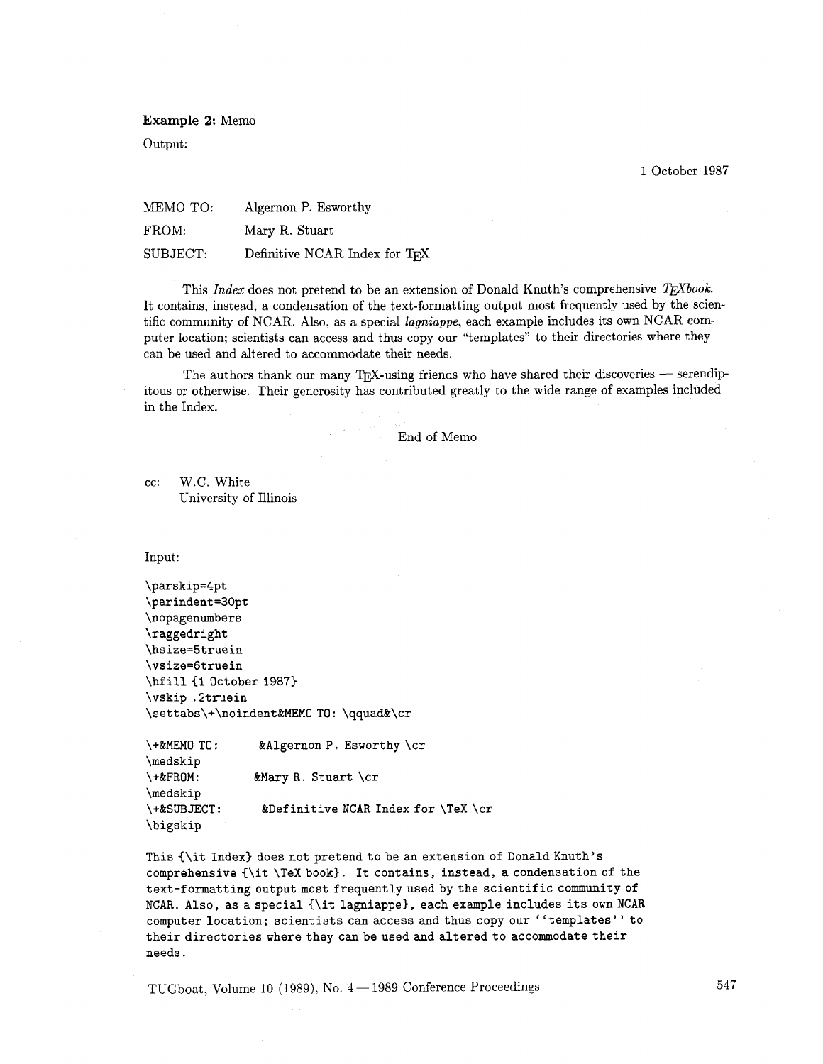**Example 2:** Memo

Output:

1 October 1987

| | |
|---|---|
| MEMO TO: | Algernon P. Esworthy |
| FROM: | Mary R. Stuart |
| SUBJECT: | Definitive NCAR Index for TeX |

This *Index* does not pretend to be an extension of Donald Knuth's comprehensive *TeXbook*. It contains, instead, a condensation of the text-formatting output most frequently used by the scientific community of NCAR. Also, as a special *lagniappe*, each example includes its own NCAR computer location; scientists can access and thus copy our "templates" to their directories where they can be used and altered to accommodate their needs.

The authors thank our many TeX-using friends who have shared their discoveries — serendipitous or otherwise. Their generosity has contributed greatly to the wide range of examples included in the Index.

End of Memo

cc: W.C. White
University of Illinois

Input:

```
\parskip=4pt
\parindent=30pt
\nopagenumbers
\raggedright
\hsize=5truein
\vsize=6truein
\hfill {1 October 1987}
\vskip .2truein
\settabs\+\noindent&MEMO TO: \qquad&\cr

\+&MEMO TO:       &Algernon P. Esworthy \cr
\medskip
\+&FROM:          &Mary R. Stuart \cr
\medskip
\+&SUBJECT:       &Definitive NCAR Index for \TeX \cr
\bigskip

This {\it Index} does not pretend to be an extension of Donald Knuth's
comprehensive {\it \TeX book}. It contains, instead, a condensation of the
text-formatting output most frequently used by the scientific community of
NCAR. Also, as a special {\it lagniappe}, each example includes its own NCAR
computer location; scientists can access and thus copy our ``templates'' to
their directories where they can be used and altered to accommodate their
needs.
```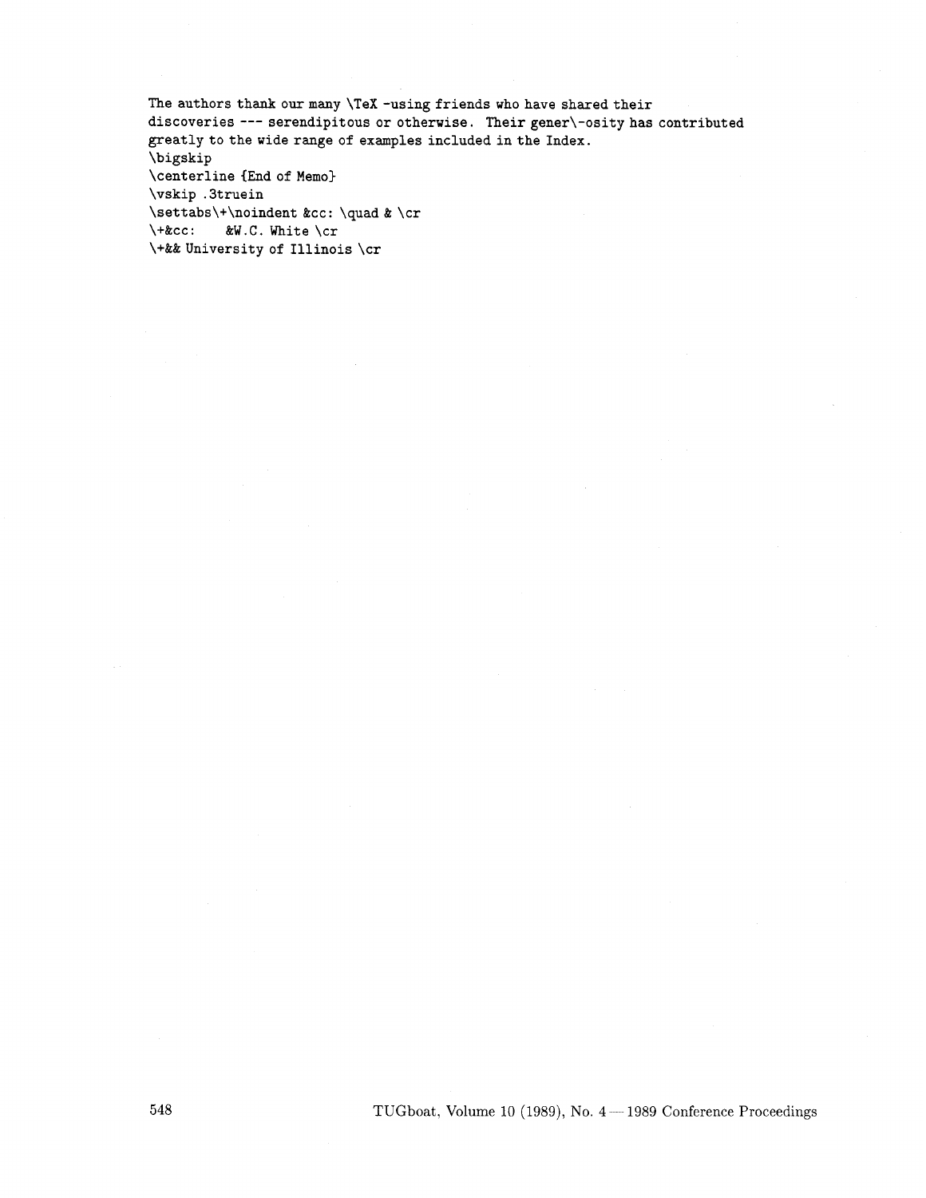```
The authors thank our many \TeX -using friends who have shared their
discoveries --- serendipitous or otherwise.  Their gener\-osity has contributed
greatly to the wide range of examples included in the Index.
\bigskip
\centerline {End of Memo}
\vskip .3truein
\settabs\+\noindent &cc: \quad & \cr
\+&cc:    &W.C. White \cr
\+&& University of Illinois \cr
```